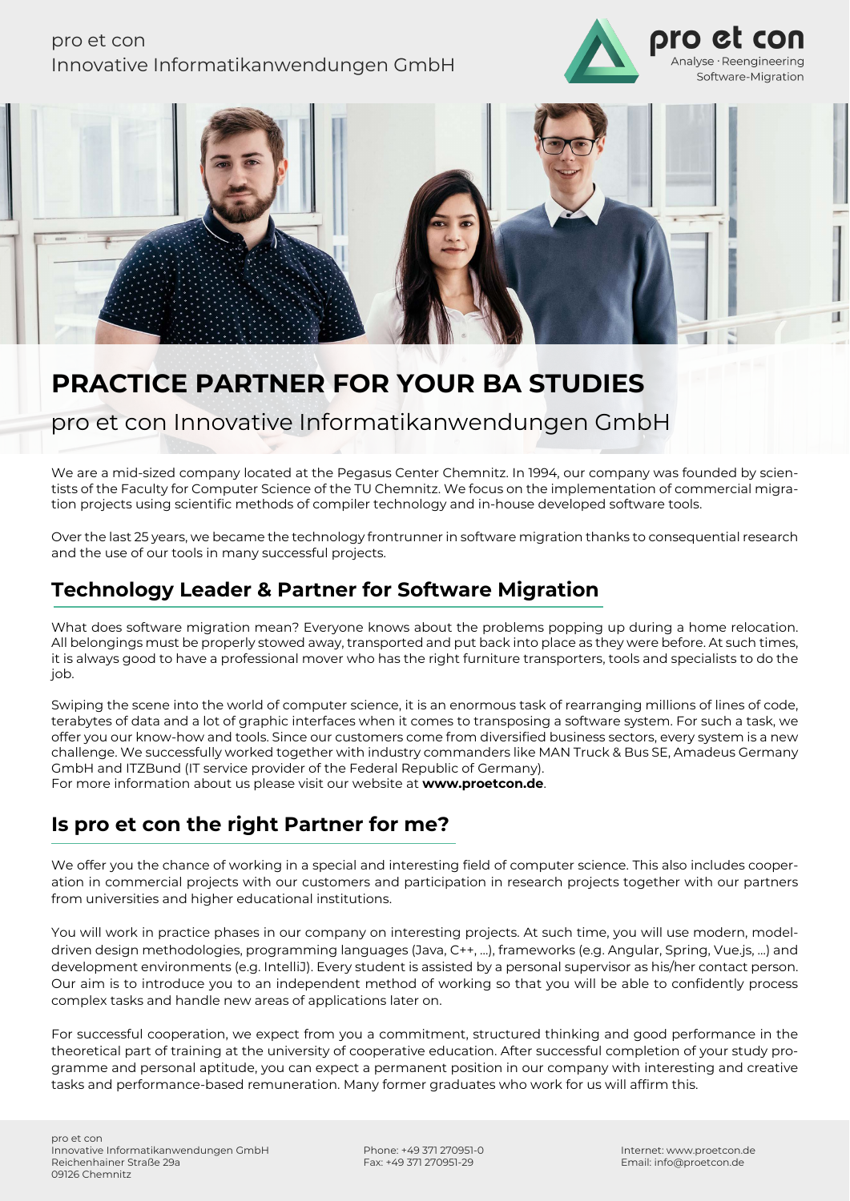pro et con
Innovative Informatikanwendungen GmbH

pro et con
Analyse · Reengineering
Software-Migration

# PRACTICE PARTNER FOR YOUR BA STUDIES

pro et con Innovative Informatikanwendungen GmbH

We are a mid-sized company located at the Pegasus Center Chemnitz. In 1994, our company was founded by scientists of the Faculty for Computer Science of the TU Chemnitz. We focus on the implementation of commercial migration projects using scientific methods of compiler technology and in-house developed software tools.

Over the last 25 years, we became the technology frontrunner in software migration thanks to consequential research and the use of our tools in many successful projects.

## Technology Leader & Partner for Software Migration

What does software migration mean? Everyone knows about the problems popping up during a home relocation. All belongings must be properly stowed away, transported and put back into place as they were before. At such times, it is always good to have a professional mover who has the right furniture transporters, tools and specialists to do the job.

Swiping the scene into the world of computer science, it is an enormous task of rearranging millions of lines of code, terabytes of data and a lot of graphic interfaces when it comes to transposing a software system. For such a task, we offer you our know-how and tools. Since our customers come from diversified business sectors, every system is a new challenge. We successfully worked together with industry commanders like MAN Truck & Bus SE, Amadeus Germany GmbH and ITZBund (IT service provider of the Federal Republic of Germany).
For more information about us please visit our website at **www.proetcon.de**.

## Is pro et con the right Partner for me?

We offer you the chance of working in a special and interesting field of computer science. This also includes cooperation in commercial projects with our customers and participation in research projects together with our partners from universities and higher educational institutions.

You will work in practice phases in our company on interesting projects. At such time, you will use modern, model-driven design methodologies, programming languages (Java, C++, ...), frameworks (e.g. Angular, Spring, Vue.js, ...) and development environments (e.g. IntelliJ). Every student is assisted by a personal supervisor as his/her contact person. Our aim is to introduce you to an independent method of working so that you will be able to confidently process complex tasks and handle new areas of applications later on.

For successful cooperation, we expect from you a commitment, structured thinking and good performance in the theoretical part of training at the university of cooperative education. After successful completion of your study programme and personal aptitude, you can expect a permanent position in our company with interesting and creative tasks and performance-based remuneration. Many former graduates who work for us will affirm this.

pro et con
Innovative Informatikanwendungen GmbH
Reichenhainer Straße 29a
09126 Chemnitz

Phone: +49 371 270951-0
Fax: +49 371 270951-29

Internet: www.proetcon.de
Email: info@proetcon.de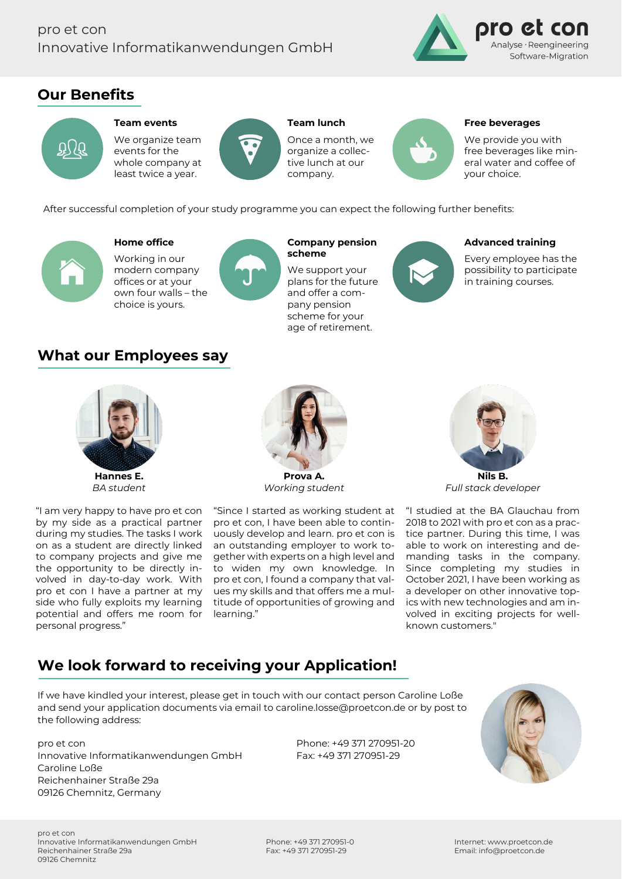pro et con
Innovative Informatikanwendungen GmbH

pro et con
Analyse · Reengineering
Software-Migration

## Our Benefits

**Team events**

We organize team events for the whole company at least twice a year.

**Team lunch**

Once a month, we organize a collective lunch at our company.

**Free beverages**

We provide you with free beverages like mineral water and coffee of your choice.

After successful completion of your study programme you can expect the following further benefits:

**Home office**

Working in our modern company offices or at your own four walls – the choice is yours.

**Company pension scheme**

We support your plans for the future and offer a company pension scheme for your age of retirement.

**Advanced training**

Every employee has the possibility to participate in training courses.

## What our Employees say

**Hannes E.**
*BA student*

"I am very happy to have pro et con by my side as a practical partner during my studies. The tasks I work on as a student are directly linked to company projects and give me the opportunity to be directly involved in day-to-day work. With pro et con I have a partner at my side who fully exploits my learning potential and offers me room for personal progress."

**Prova A.**
*Working student*

"Since I started as working student at pro et con, I have been able to continuously develop and learn. pro et con is an outstanding employer to work together with experts on a high level and to widen my own knowledge. In pro et con, I found a company that values my skills and that offers me a multitude of opportunities of growing and learning."

**Nils B.**
*Full stack developer*

"I studied at the BA Glauchau from 2018 to 2021 with pro et con as a practice partner. During this time, I was able to work on interesting and demanding tasks in the company. Since completing my studies in October 2021, I have been working as a developer on other innovative topics with new technologies and am involved in exciting projects for well-known customers."

## We look forward to receiving your Application!

If we have kindled your interest, please get in touch with our contact person Caroline Loße and send your application documents via email to caroline.losse@proetcon.de or by post to the following address:

pro et con
Innovative Informatikanwendungen GmbH
Caroline Loße
Reichenhainer Straße 29a
09126 Chemnitz, Germany

Phone: +49 371 270951-20
Fax: +49 371 270951-29

pro et con
Innovative Informatikanwendungen GmbH
Reichenhainer Straße 29a
09126 Chemnitz

Phone: +49 371 270951-0
Fax: +49 371 270951-29

Internet: www.proetcon.de
Email: info@proetcon.de